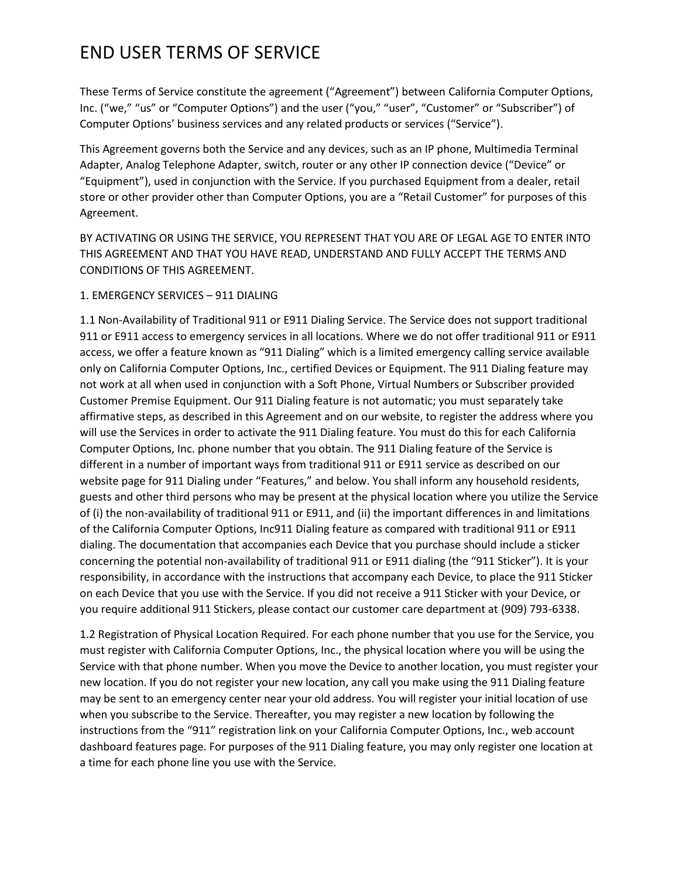# END USER TERMS OF SERVICE

These Terms of Service constitute the agreement ("Agreement") between California Computer Options, Inc. ("we," "us" or "Computer Options") and the user ("you," "user", "Customer" or "Subscriber") of Computer Options' business services and any related products or services ("Service").

This Agreement governs both the Service and any devices, such as an IP phone, Multimedia Terminal Adapter, Analog Telephone Adapter, switch, router or any other IP connection device ("Device" or "Equipment"), used in conjunction with the Service. If you purchased Equipment from a dealer, retail store or other provider other than Computer Options, you are a "Retail Customer" for purposes of this Agreement.

BY ACTIVATING OR USING THE SERVICE, YOU REPRESENT THAT YOU ARE OF LEGAL AGE TO ENTER INTO THIS AGREEMENT AND THAT YOU HAVE READ, UNDERSTAND AND FULLY ACCEPT THE TERMS AND CONDITIONS OF THIS AGREEMENT.

1. EMERGENCY SERVICES – 911 DIALING

1.1 Non-Availability of Traditional 911 or E911 Dialing Service. The Service does not support traditional 911 or E911 access to emergency services in all locations. Where we do not offer traditional 911 or E911 access, we offer a feature known as "911 Dialing" which is a limited emergency calling service available only on California Computer Options, Inc., certified Devices or Equipment. The 911 Dialing feature may not work at all when used in conjunction with a Soft Phone, Virtual Numbers or Subscriber provided Customer Premise Equipment. Our 911 Dialing feature is not automatic; you must separately take affirmative steps, as described in this Agreement and on our website, to register the address where you will use the Services in order to activate the 911 Dialing feature. You must do this for each California Computer Options, Inc. phone number that you obtain. The 911 Dialing feature of the Service is different in a number of important ways from traditional 911 or E911 service as described on our website page for 911 Dialing under "Features," and below. You shall inform any household residents, guests and other third persons who may be present at the physical location where you utilize the Service of (i) the non-availability of traditional 911 or E911, and (ii) the important differences in and limitations of the California Computer Options, Inc911 Dialing feature as compared with traditional 911 or E911 dialing. The documentation that accompanies each Device that you purchase should include a sticker concerning the potential non-availability of traditional 911 or E911 dialing (the "911 Sticker"). It is your responsibility, in accordance with the instructions that accompany each Device, to place the 911 Sticker on each Device that you use with the Service. If you did not receive a 911 Sticker with your Device, or you require additional 911 Stickers, please contact our customer care department at (909) 793-6338.

1.2 Registration of Physical Location Required. For each phone number that you use for the Service, you must register with California Computer Options, Inc., the physical location where you will be using the Service with that phone number. When you move the Device to another location, you must register your new location. If you do not register your new location, any call you make using the 911 Dialing feature may be sent to an emergency center near your old address. You will register your initial location of use when you subscribe to the Service. Thereafter, you may register a new location by following the instructions from the "911" registration link on your California Computer Options, Inc., web account dashboard features page. For purposes of the 911 Dialing feature, you may only register one location at a time for each phone line you use with the Service.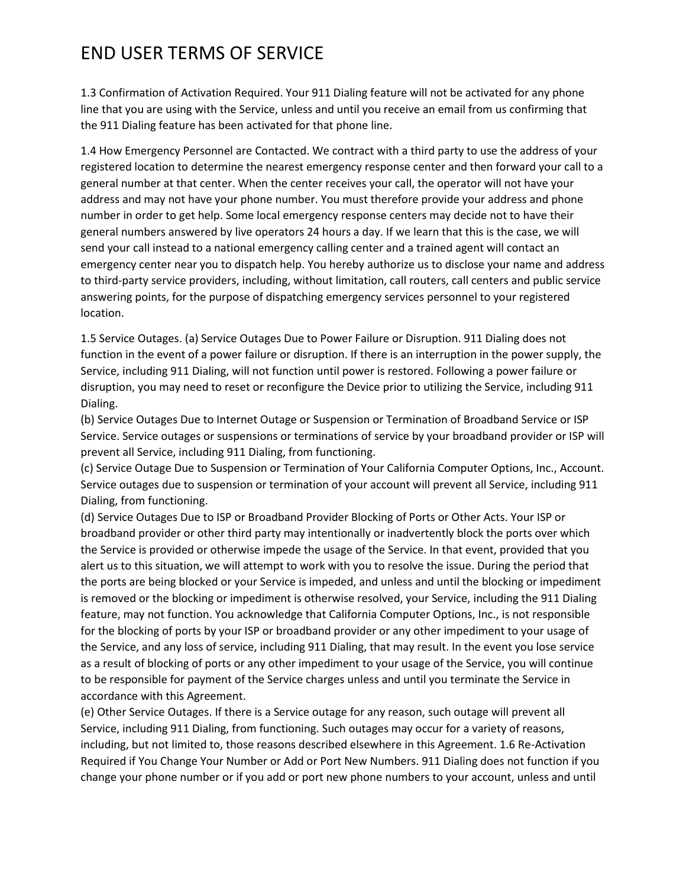# END USER TERMS OF SERVICE

1.3 Confirmation of Activation Required. Your 911 Dialing feature will not be activated for any phone line that you are using with the Service, unless and until you receive an email from us confirming that the 911 Dialing feature has been activated for that phone line.

1.4 How Emergency Personnel are Contacted. We contract with a third party to use the address of your registered location to determine the nearest emergency response center and then forward your call to a general number at that center. When the center receives your call, the operator will not have your address and may not have your phone number. You must therefore provide your address and phone number in order to get help. Some local emergency response centers may decide not to have their general numbers answered by live operators 24 hours a day. If we learn that this is the case, we will send your call instead to a national emergency calling center and a trained agent will contact an emergency center near you to dispatch help. You hereby authorize us to disclose your name and address to third-party service providers, including, without limitation, call routers, call centers and public service answering points, for the purpose of dispatching emergency services personnel to your registered location.

1.5 Service Outages. (a) Service Outages Due to Power Failure or Disruption. 911 Dialing does not function in the event of a power failure or disruption. If there is an interruption in the power supply, the Service, including 911 Dialing, will not function until power is restored. Following a power failure or disruption, you may need to reset or reconfigure the Device prior to utilizing the Service, including 911 Dialing.

(b) Service Outages Due to Internet Outage or Suspension or Termination of Broadband Service or ISP Service. Service outages or suspensions or terminations of service by your broadband provider or ISP will prevent all Service, including 911 Dialing, from functioning.

(c) Service Outage Due to Suspension or Termination of Your California Computer Options, Inc., Account. Service outages due to suspension or termination of your account will prevent all Service, including 911 Dialing, from functioning.

(d) Service Outages Due to ISP or Broadband Provider Blocking of Ports or Other Acts. Your ISP or broadband provider or other third party may intentionally or inadvertently block the ports over which the Service is provided or otherwise impede the usage of the Service. In that event, provided that you alert us to this situation, we will attempt to work with you to resolve the issue. During the period that the ports are being blocked or your Service is impeded, and unless and until the blocking or impediment is removed or the blocking or impediment is otherwise resolved, your Service, including the 911 Dialing feature, may not function. You acknowledge that California Computer Options, Inc., is not responsible for the blocking of ports by your ISP or broadband provider or any other impediment to your usage of the Service, and any loss of service, including 911 Dialing, that may result. In the event you lose service as a result of blocking of ports or any other impediment to your usage of the Service, you will continue to be responsible for payment of the Service charges unless and until you terminate the Service in accordance with this Agreement.

(e) Other Service Outages. If there is a Service outage for any reason, such outage will prevent all Service, including 911 Dialing, from functioning. Such outages may occur for a variety of reasons, including, but not limited to, those reasons described elsewhere in this Agreement. 1.6 Re-Activation Required if You Change Your Number or Add or Port New Numbers. 911 Dialing does not function if you change your phone number or if you add or port new phone numbers to your account, unless and until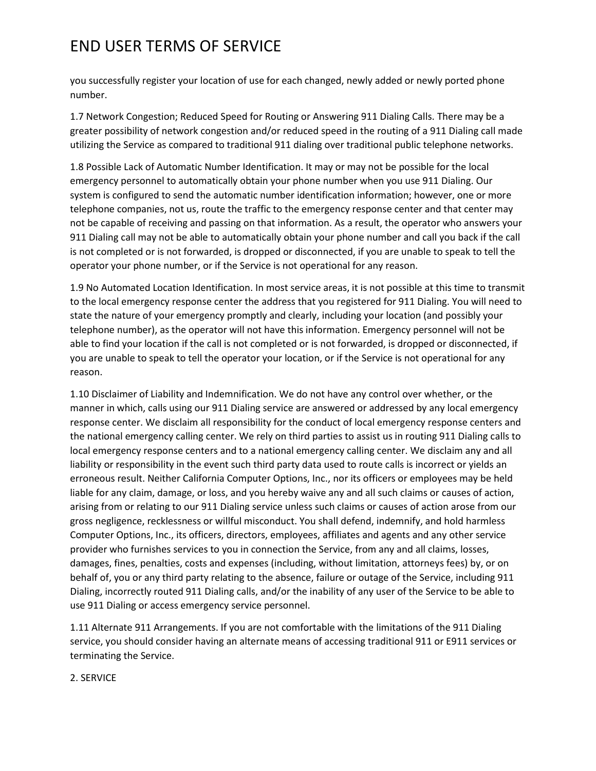you successfully register your location of use for each changed, newly added or newly ported phone number.

1.7 Network Congestion; Reduced Speed for Routing or Answering 911 Dialing Calls. There may be a greater possibility of network congestion and/or reduced speed in the routing of a 911 Dialing call made utilizing the Service as compared to traditional 911 dialing over traditional public telephone networks.

1.8 Possible Lack of Automatic Number Identification. It may or may not be possible for the local emergency personnel to automatically obtain your phone number when you use 911 Dialing. Our system is configured to send the automatic number identification information; however, one or more telephone companies, not us, route the traffic to the emergency response center and that center may not be capable of receiving and passing on that information. As a result, the operator who answers your 911 Dialing call may not be able to automatically obtain your phone number and call you back if the call is not completed or is not forwarded, is dropped or disconnected, if you are unable to speak to tell the operator your phone number, or if the Service is not operational for any reason.

1.9 No Automated Location Identification. In most service areas, it is not possible at this time to transmit to the local emergency response center the address that you registered for 911 Dialing. You will need to state the nature of your emergency promptly and clearly, including your location (and possibly your telephone number), as the operator will not have this information. Emergency personnel will not be able to find your location if the call is not completed or is not forwarded, is dropped or disconnected, if you are unable to speak to tell the operator your location, or if the Service is not operational for any reason.

1.10 Disclaimer of Liability and Indemnification. We do not have any control over whether, or the manner in which, calls using our 911 Dialing service are answered or addressed by any local emergency response center. We disclaim all responsibility for the conduct of local emergency response centers and the national emergency calling center. We rely on third parties to assist us in routing 911 Dialing calls to local emergency response centers and to a national emergency calling center. We disclaim any and all liability or responsibility in the event such third party data used to route calls is incorrect or yields an erroneous result. Neither California Computer Options, Inc., nor its officers or employees may be held liable for any claim, damage, or loss, and you hereby waive any and all such claims or causes of action, arising from or relating to our 911 Dialing service unless such claims or causes of action arose from our gross negligence, recklessness or willful misconduct. You shall defend, indemnify, and hold harmless Computer Options, Inc., its officers, directors, employees, affiliates and agents and any other service provider who furnishes services to you in connection the Service, from any and all claims, losses, damages, fines, penalties, costs and expenses (including, without limitation, attorneys fees) by, or on behalf of, you or any third party relating to the absence, failure or outage of the Service, including 911 Dialing, incorrectly routed 911 Dialing calls, and/or the inability of any user of the Service to be able to use 911 Dialing or access emergency service personnel.

1.11 Alternate 911 Arrangements. If you are not comfortable with the limitations of the 911 Dialing service, you should consider having an alternate means of accessing traditional 911 or E911 services or terminating the Service.

2. SERVICE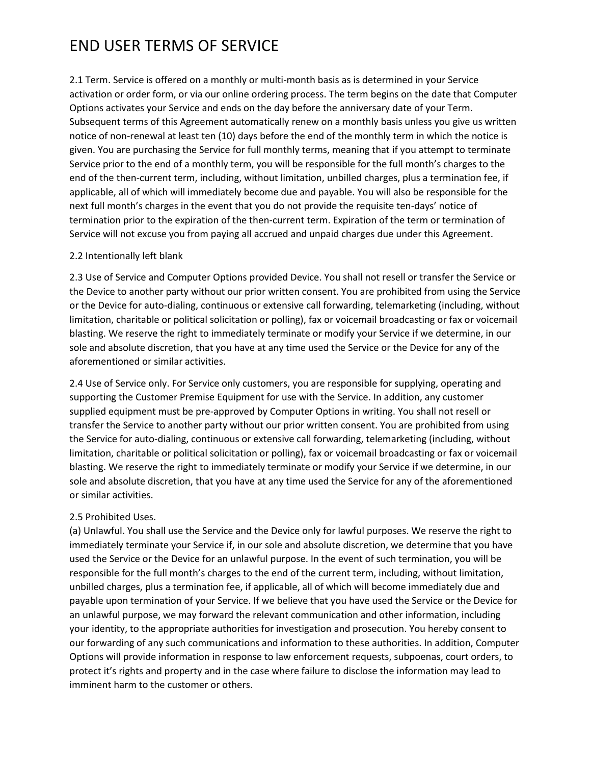# END USER TERMS OF SERVICE

2.1 Term. Service is offered on a monthly or multi-month basis as is determined in your Service activation or order form, or via our online ordering process. The term begins on the date that Computer Options activates your Service and ends on the day before the anniversary date of your Term. Subsequent terms of this Agreement automatically renew on a monthly basis unless you give us written notice of non-renewal at least ten (10) days before the end of the monthly term in which the notice is given. You are purchasing the Service for full monthly terms, meaning that if you attempt to terminate Service prior to the end of a monthly term, you will be responsible for the full month's charges to the end of the then-current term, including, without limitation, unbilled charges, plus a termination fee, if applicable, all of which will immediately become due and payable. You will also be responsible for the next full month's charges in the event that you do not provide the requisite ten-days' notice of termination prior to the expiration of the then-current term. Expiration of the term or termination of Service will not excuse you from paying all accrued and unpaid charges due under this Agreement.

2.2 Intentionally left blank

2.3 Use of Service and Computer Options provided Device. You shall not resell or transfer the Service or the Device to another party without our prior written consent. You are prohibited from using the Service or the Device for auto-dialing, continuous or extensive call forwarding, telemarketing (including, without limitation, charitable or political solicitation or polling), fax or voicemail broadcasting or fax or voicemail blasting. We reserve the right to immediately terminate or modify your Service if we determine, in our sole and absolute discretion, that you have at any time used the Service or the Device for any of the aforementioned or similar activities.

2.4 Use of Service only. For Service only customers, you are responsible for supplying, operating and supporting the Customer Premise Equipment for use with the Service. In addition, any customer supplied equipment must be pre-approved by Computer Options in writing. You shall not resell or transfer the Service to another party without our prior written consent. You are prohibited from using the Service for auto-dialing, continuous or extensive call forwarding, telemarketing (including, without limitation, charitable or political solicitation or polling), fax or voicemail broadcasting or fax or voicemail blasting. We reserve the right to immediately terminate or modify your Service if we determine, in our sole and absolute discretion, that you have at any time used the Service for any of the aforementioned or similar activities.

2.5 Prohibited Uses.
(a) Unlawful. You shall use the Service and the Device only for lawful purposes. We reserve the right to immediately terminate your Service if, in our sole and absolute discretion, we determine that you have used the Service or the Device for an unlawful purpose. In the event of such termination, you will be responsible for the full month's charges to the end of the current term, including, without limitation, unbilled charges, plus a termination fee, if applicable, all of which will become immediately due and payable upon termination of your Service. If we believe that you have used the Service or the Device for an unlawful purpose, we may forward the relevant communication and other information, including your identity, to the appropriate authorities for investigation and prosecution. You hereby consent to our forwarding of any such communications and information to these authorities. In addition, Computer Options will provide information in response to law enforcement requests, subpoenas, court orders, to protect it's rights and property and in the case where failure to disclose the information may lead to imminent harm to the customer or others.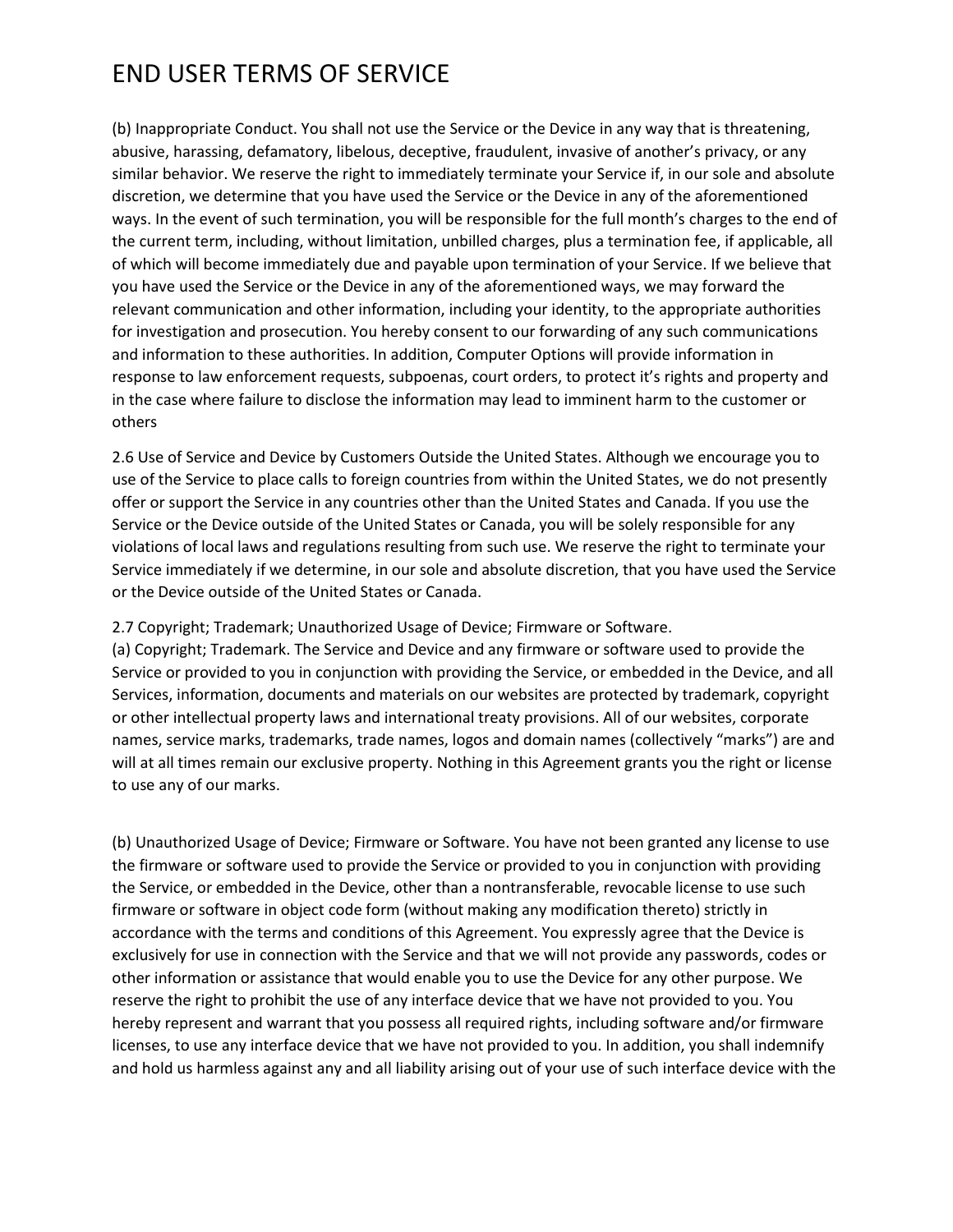# END USER TERMS OF SERVICE

(b) Inappropriate Conduct. You shall not use the Service or the Device in any way that is threatening, abusive, harassing, defamatory, libelous, deceptive, fraudulent, invasive of another's privacy, or any similar behavior. We reserve the right to immediately terminate your Service if, in our sole and absolute discretion, we determine that you have used the Service or the Device in any of the aforementioned ways. In the event of such termination, you will be responsible for the full month's charges to the end of the current term, including, without limitation, unbilled charges, plus a termination fee, if applicable, all of which will become immediately due and payable upon termination of your Service. If we believe that you have used the Service or the Device in any of the aforementioned ways, we may forward the relevant communication and other information, including your identity, to the appropriate authorities for investigation and prosecution. You hereby consent to our forwarding of any such communications and information to these authorities. In addition, Computer Options will provide information in response to law enforcement requests, subpoenas, court orders, to protect it's rights and property and in the case where failure to disclose the information may lead to imminent harm to the customer or others

2.6 Use of Service and Device by Customers Outside the United States. Although we encourage you to use of the Service to place calls to foreign countries from within the United States, we do not presently offer or support the Service in any countries other than the United States and Canada. If you use the Service or the Device outside of the United States or Canada, you will be solely responsible for any violations of local laws and regulations resulting from such use. We reserve the right to terminate your Service immediately if we determine, in our sole and absolute discretion, that you have used the Service or the Device outside of the United States or Canada.

2.7 Copyright; Trademark; Unauthorized Usage of Device; Firmware or Software.

(a) Copyright; Trademark. The Service and Device and any firmware or software used to provide the Service or provided to you in conjunction with providing the Service, or embedded in the Device, and all Services, information, documents and materials on our websites are protected by trademark, copyright or other intellectual property laws and international treaty provisions. All of our websites, corporate names, service marks, trademarks, trade names, logos and domain names (collectively "marks") are and will at all times remain our exclusive property. Nothing in this Agreement grants you the right or license to use any of our marks.

(b) Unauthorized Usage of Device; Firmware or Software. You have not been granted any license to use the firmware or software used to provide the Service or provided to you in conjunction with providing the Service, or embedded in the Device, other than a nontransferable, revocable license to use such firmware or software in object code form (without making any modification thereto) strictly in accordance with the terms and conditions of this Agreement. You expressly agree that the Device is exclusively for use in connection with the Service and that we will not provide any passwords, codes or other information or assistance that would enable you to use the Device for any other purpose. We reserve the right to prohibit the use of any interface device that we have not provided to you. You hereby represent and warrant that you possess all required rights, including software and/or firmware licenses, to use any interface device that we have not provided to you. In addition, you shall indemnify and hold us harmless against any and all liability arising out of your use of such interface device with the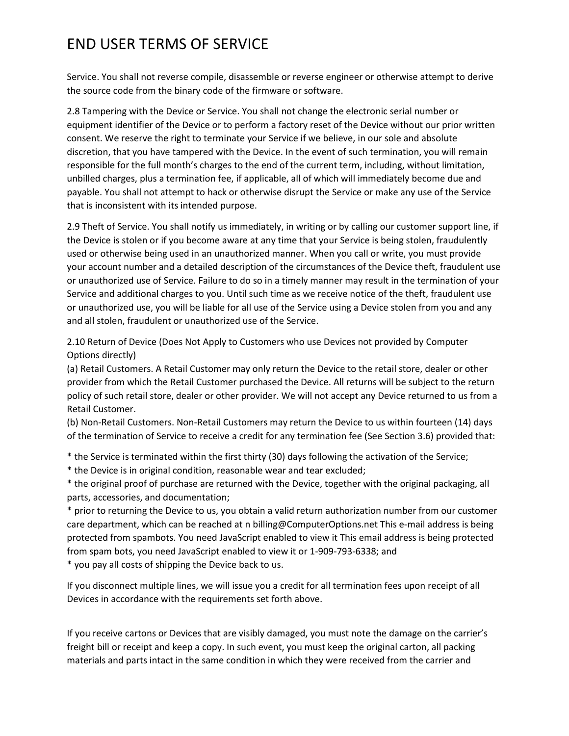Service. You shall not reverse compile, disassemble or reverse engineer or otherwise attempt to derive the source code from the binary code of the firmware or software.

2.8 Tampering with the Device or Service. You shall not change the electronic serial number or equipment identifier of the Device or to perform a factory reset of the Device without our prior written consent. We reserve the right to terminate your Service if we believe, in our sole and absolute discretion, that you have tampered with the Device. In the event of such termination, you will remain responsible for the full month's charges to the end of the current term, including, without limitation, unbilled charges, plus a termination fee, if applicable, all of which will immediately become due and payable. You shall not attempt to hack or otherwise disrupt the Service or make any use of the Service that is inconsistent with its intended purpose.

2.9 Theft of Service. You shall notify us immediately, in writing or by calling our customer support line, if the Device is stolen or if you become aware at any time that your Service is being stolen, fraudulently used or otherwise being used in an unauthorized manner. When you call or write, you must provide your account number and a detailed description of the circumstances of the Device theft, fraudulent use or unauthorized use of Service. Failure to do so in a timely manner may result in the termination of your Service and additional charges to you. Until such time as we receive notice of the theft, fraudulent use or unauthorized use, you will be liable for all use of the Service using a Device stolen from you and any and all stolen, fraudulent or unauthorized use of the Service.

2.10 Return of Device (Does Not Apply to Customers who use Devices not provided by Computer Options directly)
(a) Retail Customers. A Retail Customer may only return the Device to the retail store, dealer or other provider from which the Retail Customer purchased the Device. All returns will be subject to the return policy of such retail store, dealer or other provider. We will not accept any Device returned to us from a Retail Customer.
(b) Non-Retail Customers. Non-Retail Customers may return the Device to us within fourteen (14) days of the termination of Service to receive a credit for any termination fee (See Section 3.6) provided that:

* the Service is terminated within the first thirty (30) days following the activation of the Service;
* the Device is in original condition, reasonable wear and tear excluded;
* the original proof of purchase are returned with the Device, together with the original packaging, all parts, accessories, and documentation;
* prior to returning the Device to us, you obtain a valid return authorization number from our customer care department, which can be reached at n billing@ComputerOptions.net This e-mail address is being protected from spambots. You need JavaScript enabled to view it This email address is being protected from spam bots, you need JavaScript enabled to view it or 1-909-793-6338; and
* you pay all costs of shipping the Device back to us.

If you disconnect multiple lines, we will issue you a credit for all termination fees upon receipt of all Devices in accordance with the requirements set forth above.

If you receive cartons or Devices that are visibly damaged, you must note the damage on the carrier's freight bill or receipt and keep a copy. In such event, you must keep the original carton, all packing materials and parts intact in the same condition in which they were received from the carrier and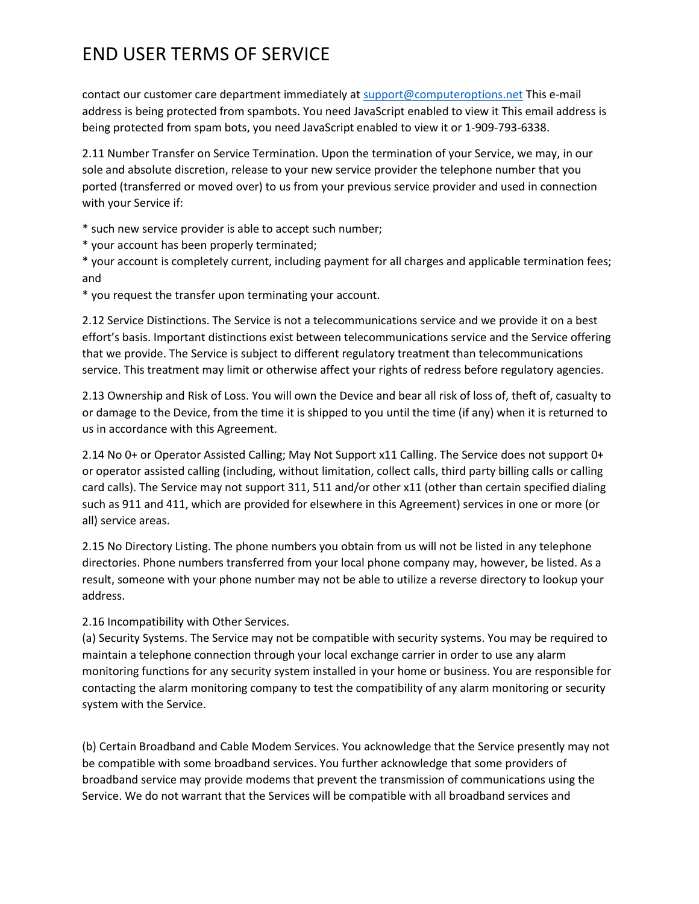contact our customer care department immediately at support@computeroptions.net This e-mail address is being protected from spambots. You need JavaScript enabled to view it This email address is being protected from spam bots, you need JavaScript enabled to view it or 1-909-793-6338.

2.11 Number Transfer on Service Termination. Upon the termination of your Service, we may, in our sole and absolute discretion, release to your new service provider the telephone number that you ported (transferred or moved over) to us from your previous service provider and used in connection with your Service if:

* such new service provider is able to accept such number;
* your account has been properly terminated;
* your account is completely current, including payment for all charges and applicable termination fees; and
* you request the transfer upon terminating your account.

2.12 Service Distinctions. The Service is not a telecommunications service and we provide it on a best effort's basis. Important distinctions exist between telecommunications service and the Service offering that we provide. The Service is subject to different regulatory treatment than telecommunications service. This treatment may limit or otherwise affect your rights of redress before regulatory agencies.

2.13 Ownership and Risk of Loss. You will own the Device and bear all risk of loss of, theft of, casualty to or damage to the Device, from the time it is shipped to you until the time (if any) when it is returned to us in accordance with this Agreement.

2.14 No 0+ or Operator Assisted Calling; May Not Support x11 Calling. The Service does not support 0+ or operator assisted calling (including, without limitation, collect calls, third party billing calls or calling card calls). The Service may not support 311, 511 and/or other x11 (other than certain specified dialing such as 911 and 411, which are provided for elsewhere in this Agreement) services in one or more (or all) service areas.

2.15 No Directory Listing. The phone numbers you obtain from us will not be listed in any telephone directories. Phone numbers transferred from your local phone company may, however, be listed. As a result, someone with your phone number may not be able to utilize a reverse directory to lookup your address.

2.16 Incompatibility with Other Services.
(a) Security Systems. The Service may not be compatible with security systems. You may be required to maintain a telephone connection through your local exchange carrier in order to use any alarm monitoring functions for any security system installed in your home or business. You are responsible for contacting the alarm monitoring company to test the compatibility of any alarm monitoring or security system with the Service.

(b) Certain Broadband and Cable Modem Services. You acknowledge that the Service presently may not be compatible with some broadband services. You further acknowledge that some providers of broadband service may provide modems that prevent the transmission of communications using the Service. We do not warrant that the Services will be compatible with all broadband services and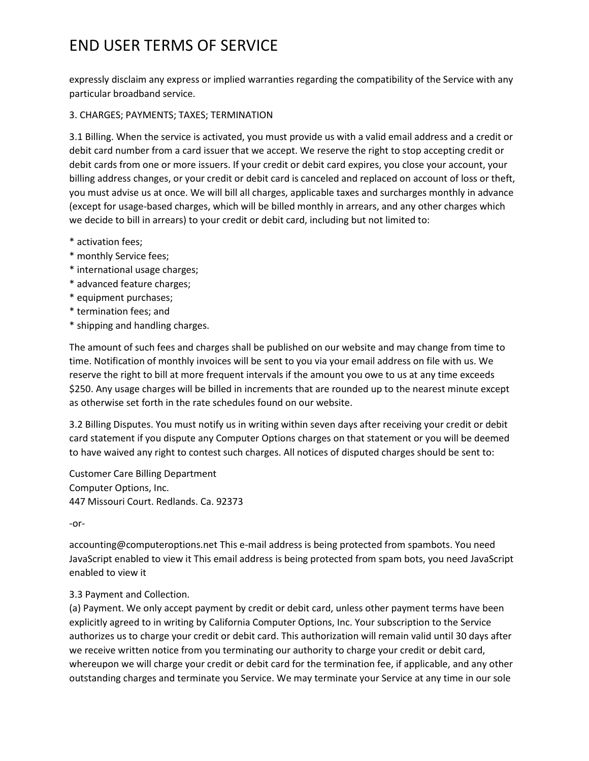expressly disclaim any express or implied warranties regarding the compatibility of the Service with any particular broadband service.

3. CHARGES; PAYMENTS; TAXES; TERMINATION

3.1 Billing. When the service is activated, you must provide us with a valid email address and a credit or debit card number from a card issuer that we accept. We reserve the right to stop accepting credit or debit cards from one or more issuers. If your credit or debit card expires, you close your account, your billing address changes, or your credit or debit card is canceled and replaced on account of loss or theft, you must advise us at once. We will bill all charges, applicable taxes and surcharges monthly in advance (except for usage-based charges, which will be billed monthly in arrears, and any other charges which we decide to bill in arrears) to your credit or debit card, including but not limited to:

* activation fees;
* monthly Service fees;
* international usage charges;
* advanced feature charges;
* equipment purchases;
* termination fees; and
* shipping and handling charges.

The amount of such fees and charges shall be published on our website and may change from time to time. Notification of monthly invoices will be sent to you via your email address on file with us. We reserve the right to bill at more frequent intervals if the amount you owe to us at any time exceeds $250. Any usage charges will be billed in increments that are rounded up to the nearest minute except as otherwise set forth in the rate schedules found on our website.

3.2 Billing Disputes. You must notify us in writing within seven days after receiving your credit or debit card statement if you dispute any Computer Options charges on that statement or you will be deemed to have waived any right to contest such charges. All notices of disputed charges should be sent to:

Customer Care Billing Department
Computer Options, Inc.
447 Missouri Court. Redlands. Ca. 92373

-or-

accounting@computeroptions.net This e-mail address is being protected from spambots. You need JavaScript enabled to view it This email address is being protected from spam bots, you need JavaScript enabled to view it

3.3 Payment and Collection.
(a) Payment. We only accept payment by credit or debit card, unless other payment terms have been explicitly agreed to in writing by California Computer Options, Inc. Your subscription to the Service authorizes us to charge your credit or debit card. This authorization will remain valid until 30 days after we receive written notice from you terminating our authority to charge your credit or debit card, whereupon we will charge your credit or debit card for the termination fee, if applicable, and any other outstanding charges and terminate you Service. We may terminate your Service at any time in our sole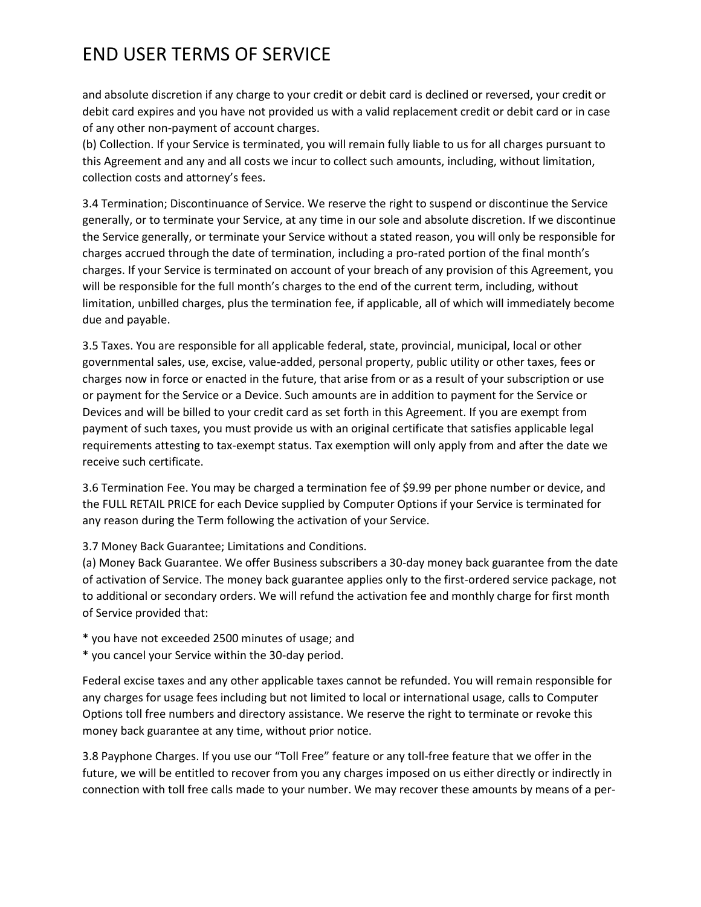and absolute discretion if any charge to your credit or debit card is declined or reversed, your credit or debit card expires and you have not provided us with a valid replacement credit or debit card or in case of any other non-payment of account charges.
(b) Collection. If your Service is terminated, you will remain fully liable to us for all charges pursuant to this Agreement and any and all costs we incur to collect such amounts, including, without limitation, collection costs and attorney's fees.

3.4 Termination; Discontinuance of Service. We reserve the right to suspend or discontinue the Service generally, or to terminate your Service, at any time in our sole and absolute discretion. If we discontinue the Service generally, or terminate your Service without a stated reason, you will only be responsible for charges accrued through the date of termination, including a pro-rated portion of the final month's charges. If your Service is terminated on account of your breach of any provision of this Agreement, you will be responsible for the full month's charges to the end of the current term, including, without limitation, unbilled charges, plus the termination fee, if applicable, all of which will immediately become due and payable.

3.5 Taxes. You are responsible for all applicable federal, state, provincial, municipal, local or other governmental sales, use, excise, value-added, personal property, public utility or other taxes, fees or charges now in force or enacted in the future, that arise from or as a result of your subscription or use or payment for the Service or a Device. Such amounts are in addition to payment for the Service or Devices and will be billed to your credit card as set forth in this Agreement. If you are exempt from payment of such taxes, you must provide us with an original certificate that satisfies applicable legal requirements attesting to tax-exempt status. Tax exemption will only apply from and after the date we receive such certificate.

3.6 Termination Fee. You may be charged a termination fee of $9.99 per phone number or device, and the FULL RETAIL PRICE for each Device supplied by Computer Options if your Service is terminated for any reason during the Term following the activation of your Service.

3.7 Money Back Guarantee; Limitations and Conditions.
(a) Money Back Guarantee. We offer Business subscribers a 30-day money back guarantee from the date of activation of Service. The money back guarantee applies only to the first-ordered service package, not to additional or secondary orders. We will refund the activation fee and monthly charge for first month of Service provided that:

* you have not exceeded 2500 minutes of usage; and
* you cancel your Service within the 30-day period.

Federal excise taxes and any other applicable taxes cannot be refunded. You will remain responsible for any charges for usage fees including but not limited to local or international usage, calls to Computer Options toll free numbers and directory assistance. We reserve the right to terminate or revoke this money back guarantee at any time, without prior notice.

3.8 Payphone Charges. If you use our "Toll Free" feature or any toll-free feature that we offer in the future, we will be entitled to recover from you any charges imposed on us either directly or indirectly in connection with toll free calls made to your number. We may recover these amounts by means of a per-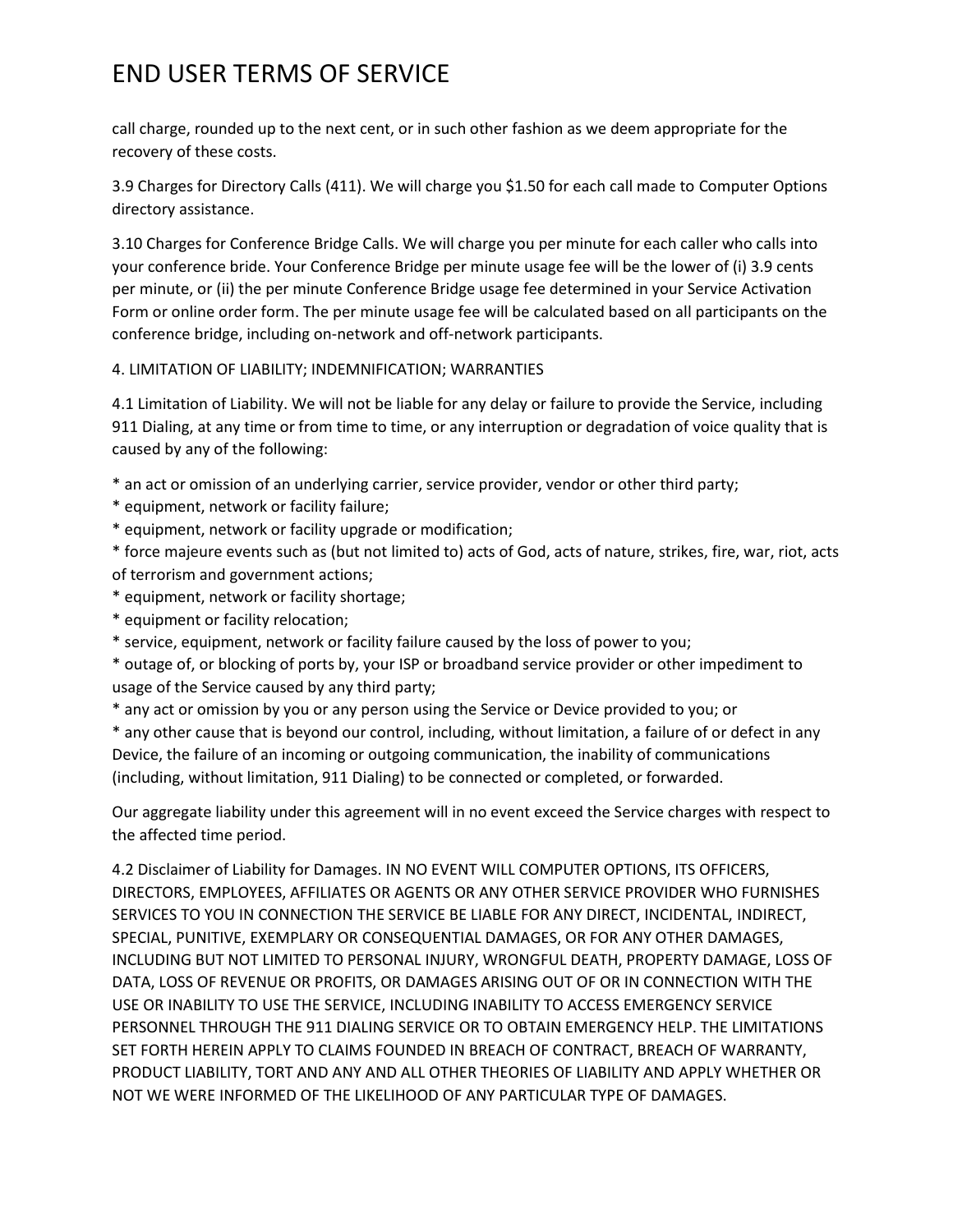call charge, rounded up to the next cent, or in such other fashion as we deem appropriate for the recovery of these costs.

3.9 Charges for Directory Calls (411). We will charge you $1.50 for each call made to Computer Options directory assistance.

3.10 Charges for Conference Bridge Calls. We will charge you per minute for each caller who calls into your conference bride. Your Conference Bridge per minute usage fee will be the lower of (i) 3.9 cents per minute, or (ii) the per minute Conference Bridge usage fee determined in your Service Activation Form or online order form. The per minute usage fee will be calculated based on all participants on the conference bridge, including on-network and off-network participants.

4. LIMITATION OF LIABILITY; INDEMNIFICATION; WARRANTIES

4.1 Limitation of Liability. We will not be liable for any delay or failure to provide the Service, including 911 Dialing, at any time or from time to time, or any interruption or degradation of voice quality that is caused by any of the following:

* an act or omission of an underlying carrier, service provider, vendor or other third party;
* equipment, network or facility failure;
* equipment, network or facility upgrade or modification;
* force majeure events such as (but not limited to) acts of God, acts of nature, strikes, fire, war, riot, acts of terrorism and government actions;
* equipment, network or facility shortage;
* equipment or facility relocation;
* service, equipment, network or facility failure caused by the loss of power to you;
* outage of, or blocking of ports by, your ISP or broadband service provider or other impediment to usage of the Service caused by any third party;
* any act or omission by you or any person using the Service or Device provided to you; or
* any other cause that is beyond our control, including, without limitation, a failure of or defect in any Device, the failure of an incoming or outgoing communication, the inability of communications (including, without limitation, 911 Dialing) to be connected or completed, or forwarded.

Our aggregate liability under this agreement will in no event exceed the Service charges with respect to the affected time period.

4.2 Disclaimer of Liability for Damages. IN NO EVENT WILL COMPUTER OPTIONS, ITS OFFICERS, DIRECTORS, EMPLOYEES, AFFILIATES OR AGENTS OR ANY OTHER SERVICE PROVIDER WHO FURNISHES SERVICES TO YOU IN CONNECTION THE SERVICE BE LIABLE FOR ANY DIRECT, INCIDENTAL, INDIRECT, SPECIAL, PUNITIVE, EXEMPLARY OR CONSEQUENTIAL DAMAGES, OR FOR ANY OTHER DAMAGES, INCLUDING BUT NOT LIMITED TO PERSONAL INJURY, WRONGFUL DEATH, PROPERTY DAMAGE, LOSS OF DATA, LOSS OF REVENUE OR PROFITS, OR DAMAGES ARISING OUT OF OR IN CONNECTION WITH THE USE OR INABILITY TO USE THE SERVICE, INCLUDING INABILITY TO ACCESS EMERGENCY SERVICE PERSONNEL THROUGH THE 911 DIALING SERVICE OR TO OBTAIN EMERGENCY HELP. THE LIMITATIONS SET FORTH HEREIN APPLY TO CLAIMS FOUNDED IN BREACH OF CONTRACT, BREACH OF WARRANTY, PRODUCT LIABILITY, TORT AND ANY AND ALL OTHER THEORIES OF LIABILITY AND APPLY WHETHER OR NOT WE WERE INFORMED OF THE LIKELIHOOD OF ANY PARTICULAR TYPE OF DAMAGES.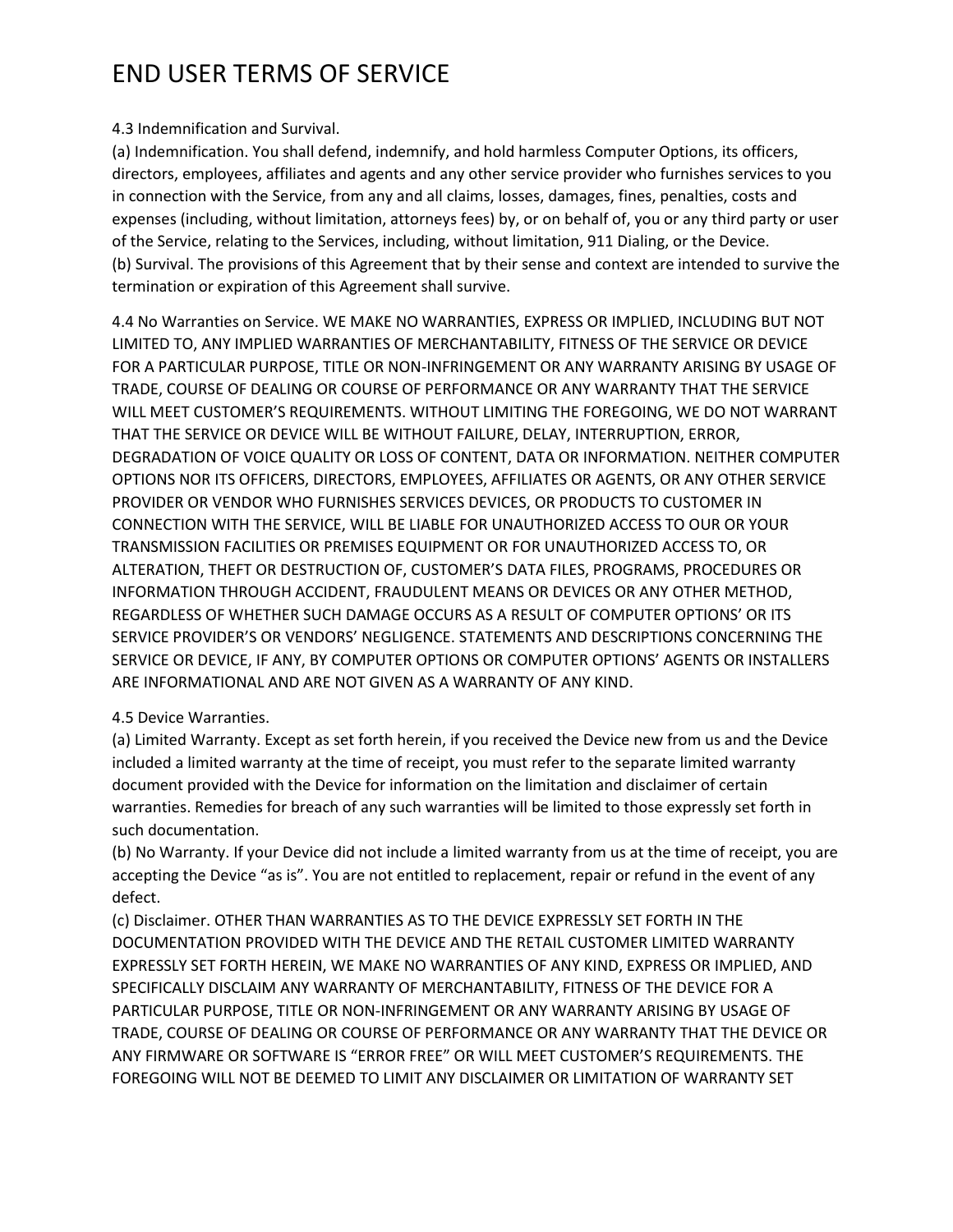# END USER TERMS OF SERVICE

4.3 Indemnification and Survival.

(a) Indemnification. You shall defend, indemnify, and hold harmless Computer Options, its officers, directors, employees, affiliates and agents and any other service provider who furnishes services to you in connection with the Service, from any and all claims, losses, damages, fines, penalties, costs and expenses (including, without limitation, attorneys fees) by, or on behalf of, you or any third party or user of the Service, relating to the Services, including, without limitation, 911 Dialing, or the Device.

(b) Survival. The provisions of this Agreement that by their sense and context are intended to survive the termination or expiration of this Agreement shall survive.

4.4 No Warranties on Service. WE MAKE NO WARRANTIES, EXPRESS OR IMPLIED, INCLUDING BUT NOT LIMITED TO, ANY IMPLIED WARRANTIES OF MERCHANTABILITY, FITNESS OF THE SERVICE OR DEVICE FOR A PARTICULAR PURPOSE, TITLE OR NON-INFRINGEMENT OR ANY WARRANTY ARISING BY USAGE OF TRADE, COURSE OF DEALING OR COURSE OF PERFORMANCE OR ANY WARRANTY THAT THE SERVICE WILL MEET CUSTOMER'S REQUIREMENTS. WITHOUT LIMITING THE FOREGOING, WE DO NOT WARRANT THAT THE SERVICE OR DEVICE WILL BE WITHOUT FAILURE, DELAY, INTERRUPTION, ERROR, DEGRADATION OF VOICE QUALITY OR LOSS OF CONTENT, DATA OR INFORMATION. NEITHER COMPUTER OPTIONS NOR ITS OFFICERS, DIRECTORS, EMPLOYEES, AFFILIATES OR AGENTS, OR ANY OTHER SERVICE PROVIDER OR VENDOR WHO FURNISHES SERVICES DEVICES, OR PRODUCTS TO CUSTOMER IN CONNECTION WITH THE SERVICE, WILL BE LIABLE FOR UNAUTHORIZED ACCESS TO OUR OR YOUR TRANSMISSION FACILITIES OR PREMISES EQUIPMENT OR FOR UNAUTHORIZED ACCESS TO, OR ALTERATION, THEFT OR DESTRUCTION OF, CUSTOMER'S DATA FILES, PROGRAMS, PROCEDURES OR INFORMATION THROUGH ACCIDENT, FRAUDULENT MEANS OR DEVICES OR ANY OTHER METHOD, REGARDLESS OF WHETHER SUCH DAMAGE OCCURS AS A RESULT OF COMPUTER OPTIONS' OR ITS SERVICE PROVIDER'S OR VENDORS' NEGLIGENCE. STATEMENTS AND DESCRIPTIONS CONCERNING THE SERVICE OR DEVICE, IF ANY, BY COMPUTER OPTIONS OR COMPUTER OPTIONS' AGENTS OR INSTALLERS ARE INFORMATIONAL AND ARE NOT GIVEN AS A WARRANTY OF ANY KIND.

4.5 Device Warranties.

(a) Limited Warranty. Except as set forth herein, if you received the Device new from us and the Device included a limited warranty at the time of receipt, you must refer to the separate limited warranty document provided with the Device for information on the limitation and disclaimer of certain warranties. Remedies for breach of any such warranties will be limited to those expressly set forth in such documentation.

(b) No Warranty. If your Device did not include a limited warranty from us at the time of receipt, you are accepting the Device "as is". You are not entitled to replacement, repair or refund in the event of any defect.

(c) Disclaimer. OTHER THAN WARRANTIES AS TO THE DEVICE EXPRESSLY SET FORTH IN THE DOCUMENTATION PROVIDED WITH THE DEVICE AND THE RETAIL CUSTOMER LIMITED WARRANTY EXPRESSLY SET FORTH HEREIN, WE MAKE NO WARRANTIES OF ANY KIND, EXPRESS OR IMPLIED, AND SPECIFICALLY DISCLAIM ANY WARRANTY OF MERCHANTABILITY, FITNESS OF THE DEVICE FOR A PARTICULAR PURPOSE, TITLE OR NON-INFRINGEMENT OR ANY WARRANTY ARISING BY USAGE OF TRADE, COURSE OF DEALING OR COURSE OF PERFORMANCE OR ANY WARRANTY THAT THE DEVICE OR ANY FIRMWARE OR SOFTWARE IS "ERROR FREE" OR WILL MEET CUSTOMER'S REQUIREMENTS. THE FOREGOING WILL NOT BE DEEMED TO LIMIT ANY DISCLAIMER OR LIMITATION OF WARRANTY SET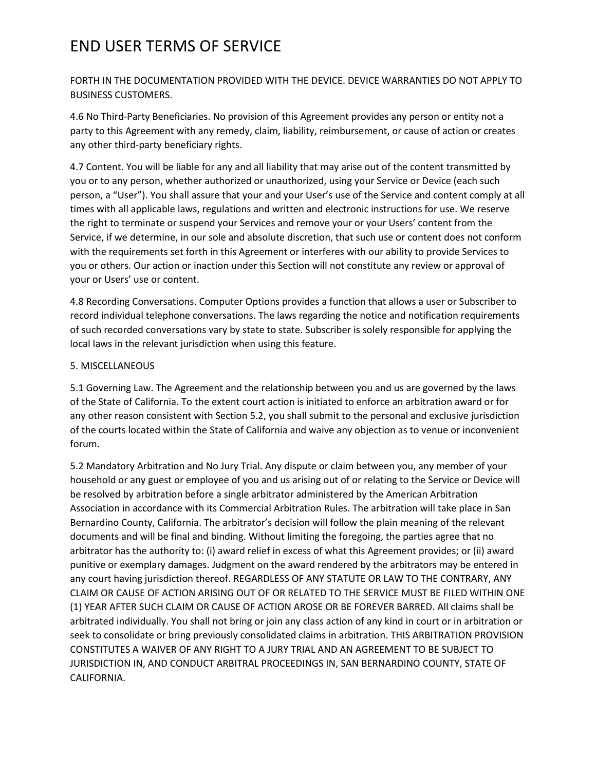FORTH IN THE DOCUMENTATION PROVIDED WITH THE DEVICE. DEVICE WARRANTIES DO NOT APPLY TO BUSINESS CUSTOMERS.

4.6 No Third-Party Beneficiaries. No provision of this Agreement provides any person or entity not a party to this Agreement with any remedy, claim, liability, reimbursement, or cause of action or creates any other third-party beneficiary rights.

4.7 Content. You will be liable for any and all liability that may arise out of the content transmitted by you or to any person, whether authorized or unauthorized, using your Service or Device (each such person, a “User”). You shall assure that your and your User’s use of the Service and content comply at all times with all applicable laws, regulations and written and electronic instructions for use. We reserve the right to terminate or suspend your Services and remove your or your Users’ content from the Service, if we determine, in our sole and absolute discretion, that such use or content does not conform with the requirements set forth in this Agreement or interferes with our ability to provide Services to you or others. Our action or inaction under this Section will not constitute any review or approval of your or Users’ use or content.

4.8 Recording Conversations. Computer Options provides a function that allows a user or Subscriber to record individual telephone conversations. The laws regarding the notice and notification requirements of such recorded conversations vary by state to state. Subscriber is solely responsible for applying the local laws in the relevant jurisdiction when using this feature.

5. MISCELLANEOUS

5.1 Governing Law. The Agreement and the relationship between you and us are governed by the laws of the State of California. To the extent court action is initiated to enforce an arbitration award or for any other reason consistent with Section 5.2, you shall submit to the personal and exclusive jurisdiction of the courts located within the State of California and waive any objection as to venue or inconvenient forum.

5.2 Mandatory Arbitration and No Jury Trial. Any dispute or claim between you, any member of your household or any guest or employee of you and us arising out of or relating to the Service or Device will be resolved by arbitration before a single arbitrator administered by the American Arbitration Association in accordance with its Commercial Arbitration Rules. The arbitration will take place in San Bernardino County, California. The arbitrator’s decision will follow the plain meaning of the relevant documents and will be final and binding. Without limiting the foregoing, the parties agree that no arbitrator has the authority to: (i) award relief in excess of what this Agreement provides; or (ii) award punitive or exemplary damages. Judgment on the award rendered by the arbitrators may be entered in any court having jurisdiction thereof. REGARDLESS OF ANY STATUTE OR LAW TO THE CONTRARY, ANY CLAIM OR CAUSE OF ACTION ARISING OUT OF OR RELATED TO THE SERVICE MUST BE FILED WITHIN ONE (1) YEAR AFTER SUCH CLAIM OR CAUSE OF ACTION AROSE OR BE FOREVER BARRED. All claims shall be arbitrated individually. You shall not bring or join any class action of any kind in court or in arbitration or seek to consolidate or bring previously consolidated claims in arbitration. THIS ARBITRATION PROVISION CONSTITUTES A WAIVER OF ANY RIGHT TO A JURY TRIAL AND AN AGREEMENT TO BE SUBJECT TO JURISDICTION IN, AND CONDUCT ARBITRAL PROCEEDINGS IN, SAN BERNARDINO COUNTY, STATE OF CALIFORNIA.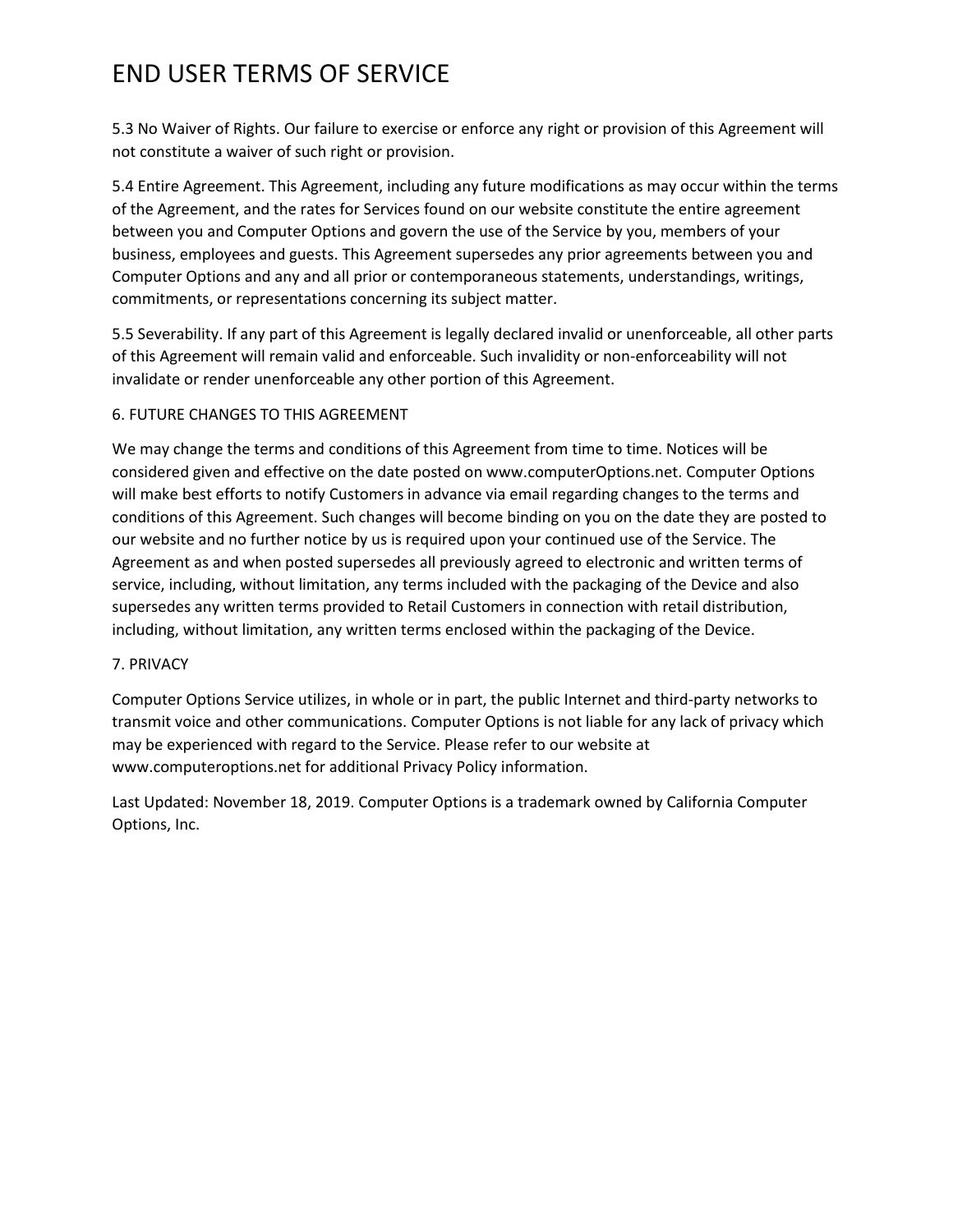5.3 No Waiver of Rights. Our failure to exercise or enforce any right or provision of this Agreement will not constitute a waiver of such right or provision.

5.4 Entire Agreement. This Agreement, including any future modifications as may occur within the terms of the Agreement, and the rates for Services found on our website constitute the entire agreement between you and Computer Options and govern the use of the Service by you, members of your business, employees and guests. This Agreement supersedes any prior agreements between you and Computer Options and any and all prior or contemporaneous statements, understandings, writings, commitments, or representations concerning its subject matter.

5.5 Severability. If any part of this Agreement is legally declared invalid or unenforceable, all other parts of this Agreement will remain valid and enforceable. Such invalidity or non-enforceability will not invalidate or render unenforceable any other portion of this Agreement.

## 6. FUTURE CHANGES TO THIS AGREEMENT

We may change the terms and conditions of this Agreement from time to time. Notices will be considered given and effective on the date posted on www.computerOptions.net. Computer Options will make best efforts to notify Customers in advance via email regarding changes to the terms and conditions of this Agreement. Such changes will become binding on you on the date they are posted to our website and no further notice by us is required upon your continued use of the Service. The Agreement as and when posted supersedes all previously agreed to electronic and written terms of service, including, without limitation, any terms included with the packaging of the Device and also supersedes any written terms provided to Retail Customers in connection with retail distribution, including, without limitation, any written terms enclosed within the packaging of the Device.

## 7. PRIVACY

Computer Options Service utilizes, in whole or in part, the public Internet and third-party networks to transmit voice and other communications. Computer Options is not liable for any lack of privacy which may be experienced with regard to the Service. Please refer to our website at www.computeroptions.net for additional Privacy Policy information.

Last Updated: November 18, 2019. Computer Options is a trademark owned by California Computer Options, Inc.